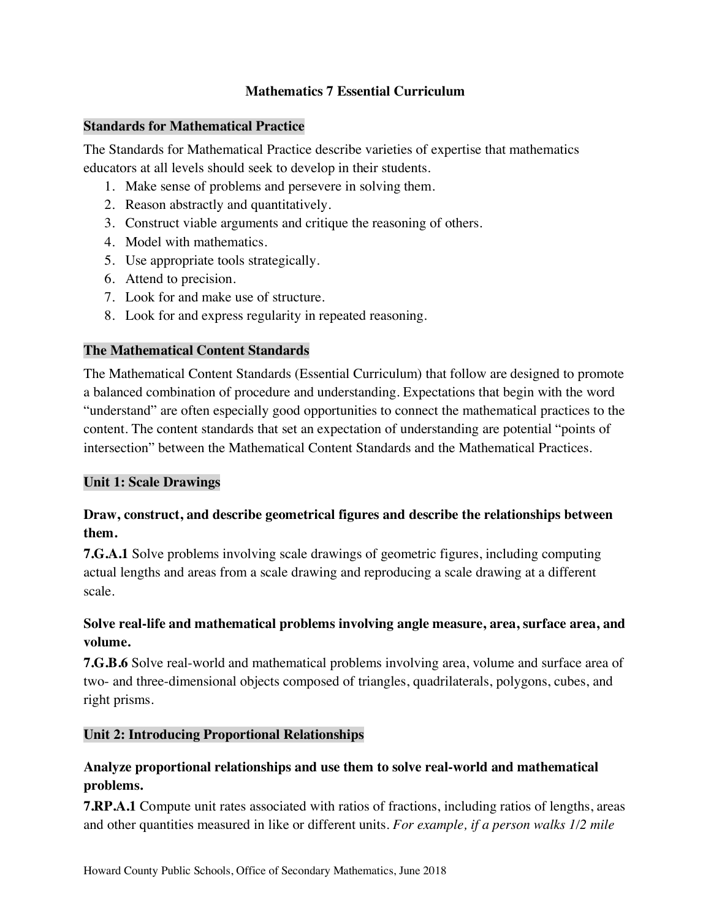# Mathematics 7 Essential Curriculum

## Standards for Mathematical Practice

The Standards for Mathematical Practice describe varieties of expertise that mathematics educators at all levels should seek to develop in their students.

1. Make sense of problems and persevere in solving them.
2. Reason abstractly and quantitatively.
3. Construct viable arguments and critique the reasoning of others.
4. Model with mathematics.
5. Use appropriate tools strategically.
6. Attend to precision.
7. Look for and make use of structure.
8. Look for and express regularity in repeated reasoning.

## The Mathematical Content Standards

The Mathematical Content Standards (Essential Curriculum) that follow are designed to promote a balanced combination of procedure and understanding. Expectations that begin with the word "understand" are often especially good opportunities to connect the mathematical practices to the content. The content standards that set an expectation of understanding are potential "points of intersection" between the Mathematical Content Standards and the Mathematical Practices.

## Unit 1: Scale Drawings

### Draw, construct, and describe geometrical figures and describe the relationships between them.

**7.G.A.1** Solve problems involving scale drawings of geometric figures, including computing actual lengths and areas from a scale drawing and reproducing a scale drawing at a different scale.

### Solve real-life and mathematical problems involving angle measure, area, surface area, and volume.

**7.G.B.6** Solve real-world and mathematical problems involving area, volume and surface area of two- and three-dimensional objects composed of triangles, quadrilaterals, polygons, cubes, and right prisms.

## Unit 2: Introducing Proportional Relationships

### Analyze proportional relationships and use them to solve real-world and mathematical problems.

**7.RP.A.1** Compute unit rates associated with ratios of fractions, including ratios of lengths, areas and other quantities measured in like or different units. *For example, if a person walks 1/2 mile*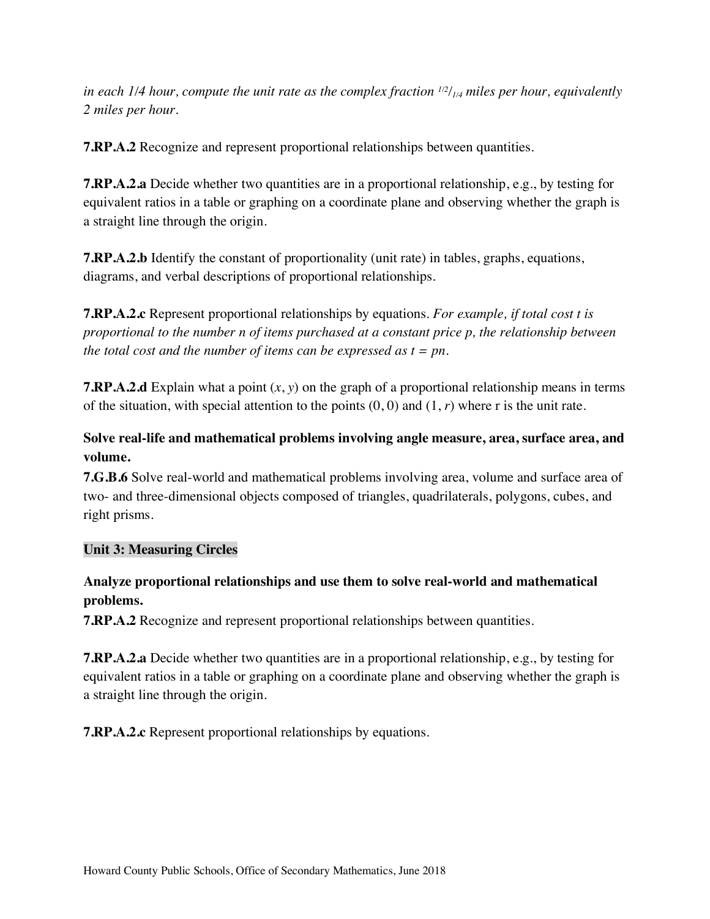*in each 1/4 hour, compute the unit rate as the complex fraction $^{1/2}/_{1/4}$ miles per hour, equivalently 2 miles per hour.*

**7.RP.A.2** Recognize and represent proportional relationships between quantities.

**7.RP.A.2.a** Decide whether two quantities are in a proportional relationship, e.g., by testing for equivalent ratios in a table or graphing on a coordinate plane and observing whether the graph is a straight line through the origin.

**7.RP.A.2.b** Identify the constant of proportionality (unit rate) in tables, graphs, equations, diagrams, and verbal descriptions of proportional relationships.

**7.RP.A.2.c** Represent proportional relationships by equations. *For example, if total cost $t$ is proportional to the number $n$ of items purchased at a constant price $p$, the relationship between the total cost and the number of items can be expressed as $t = pn$.*

**7.RP.A.2.d** Explain what a point $(x, y)$ on the graph of a proportional relationship means in terms of the situation, with special attention to the points $(0, 0)$ and $(1, r)$ where r is the unit rate.

**Solve real-life and mathematical problems involving angle measure, area, surface area, and volume.**

**7.G.B.6** Solve real-world and mathematical problems involving area, volume and surface area of two- and three-dimensional objects composed of triangles, quadrilaterals, polygons, cubes, and right prisms.

## Unit 3: Measuring Circles

**Analyze proportional relationships and use them to solve real-world and mathematical problems.**

**7.RP.A.2** Recognize and represent proportional relationships between quantities.

**7.RP.A.2.a** Decide whether two quantities are in a proportional relationship, e.g., by testing for equivalent ratios in a table or graphing on a coordinate plane and observing whether the graph is a straight line through the origin.

**7.RP.A.2.c** Represent proportional relationships by equations.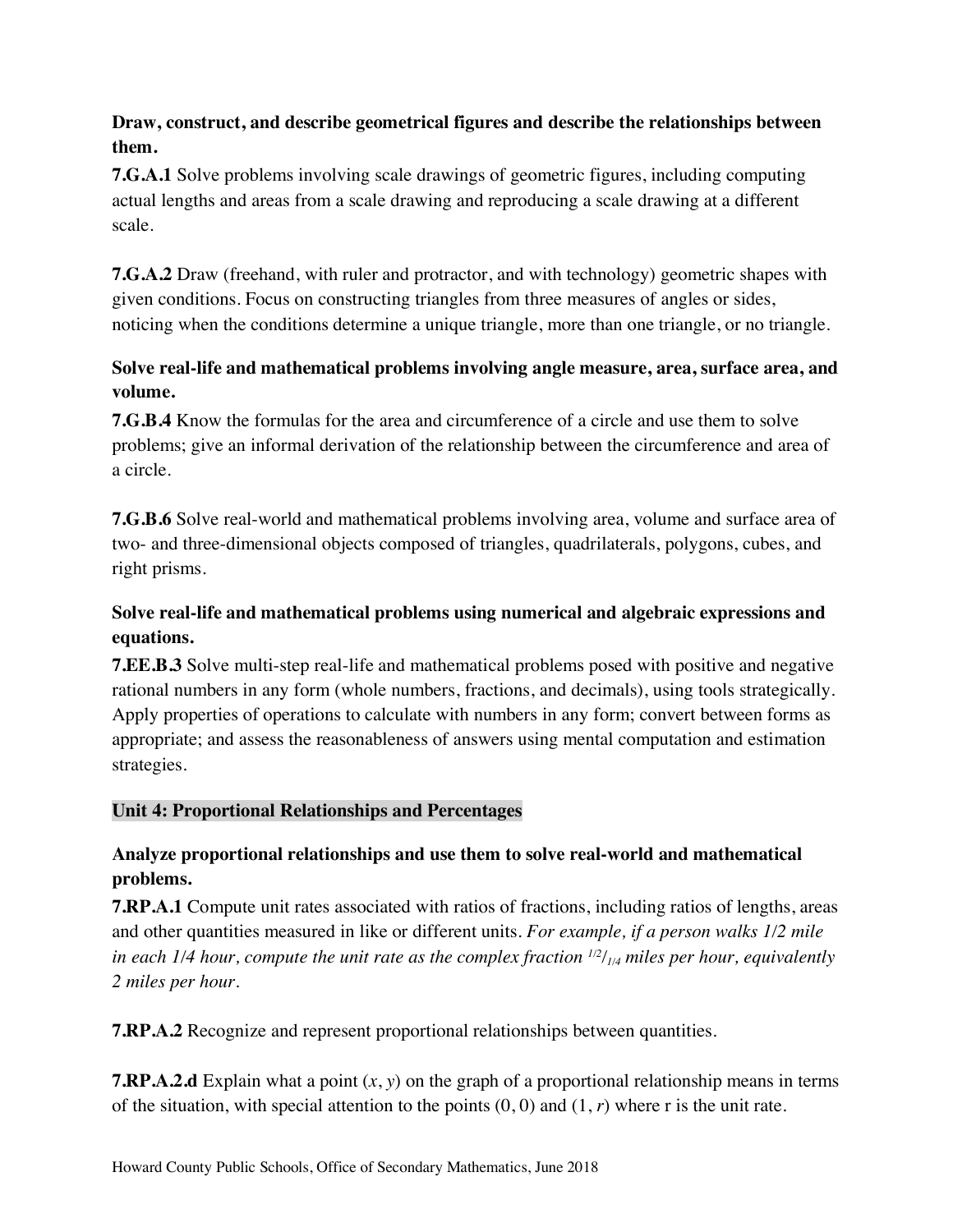**Draw, construct, and describe geometrical figures and describe the relationships between them.**

**7.G.A.1** Solve problems involving scale drawings of geometric figures, including computing actual lengths and areas from a scale drawing and reproducing a scale drawing at a different scale.

**7.G.A.2** Draw (freehand, with ruler and protractor, and with technology) geometric shapes with given conditions. Focus on constructing triangles from three measures of angles or sides, noticing when the conditions determine a unique triangle, more than one triangle, or no triangle.

**Solve real-life and mathematical problems involving angle measure, area, surface area, and volume.**

**7.G.B.4** Know the formulas for the area and circumference of a circle and use them to solve problems; give an informal derivation of the relationship between the circumference and area of a circle.

**7.G.B.6** Solve real-world and mathematical problems involving area, volume and surface area of two- and three-dimensional objects composed of triangles, quadrilaterals, polygons, cubes, and right prisms.

**Solve real-life and mathematical problems using numerical and algebraic expressions and equations.**

**7.EE.B.3** Solve multi-step real-life and mathematical problems posed with positive and negative rational numbers in any form (whole numbers, fractions, and decimals), using tools strategically. Apply properties of operations to calculate with numbers in any form; convert between forms as appropriate; and assess the reasonableness of answers using mental computation and estimation strategies.

## Unit 4: Proportional Relationships and Percentages

**Analyze proportional relationships and use them to solve real-world and mathematical problems.**

**7.RP.A.1** Compute unit rates associated with ratios of fractions, including ratios of lengths, areas and other quantities measured in like or different units. *For example, if a person walks 1/2 mile in each 1/4 hour, compute the unit rate as the complex fraction* $\frac{1/2}{1/4}$ *miles per hour, equivalently 2 miles per hour.*

**7.RP.A.2** Recognize and represent proportional relationships between quantities.

**7.RP.A.2.d** Explain what a point $(x, y)$ on the graph of a proportional relationship means in terms of the situation, with special attention to the points $(0, 0)$ and $(1, r)$ where r is the unit rate.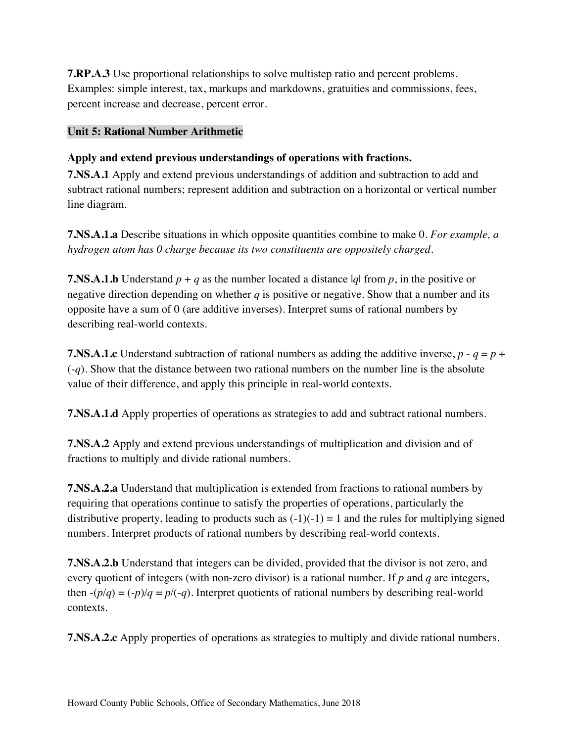**7.RP.A.3** Use proportional relationships to solve multistep ratio and percent problems. Examples: simple interest, tax, markups and markdowns, gratuities and commissions, fees, percent increase and decrease, percent error.

## Unit 5: Rational Number Arithmetic

### Apply and extend previous understandings of operations with fractions.

**7.NS.A.1** Apply and extend previous understandings of addition and subtraction to add and subtract rational numbers; represent addition and subtraction on a horizontal or vertical number line diagram.

**7.NS.A.1.a** Describe situations in which opposite quantities combine to make 0. *For example, a hydrogen atom has 0 charge because its two constituents are oppositely charged.*

**7.NS.A.1.b** Understand $p + q$ as the number located a distance $|q|$ from $p$, in the positive or negative direction depending on whether $q$ is positive or negative. Show that a number and its opposite have a sum of 0 (are additive inverses). Interpret sums of rational numbers by describing real-world contexts.

**7.NS.A.1.c** Understand subtraction of rational numbers as adding the additive inverse, $p - q = p + (-q)$. Show that the distance between two rational numbers on the number line is the absolute value of their difference, and apply this principle in real-world contexts.

**7.NS.A.1.d** Apply properties of operations as strategies to add and subtract rational numbers.

**7.NS.A.2** Apply and extend previous understandings of multiplication and division and of fractions to multiply and divide rational numbers.

**7.NS.A.2.a** Understand that multiplication is extended from fractions to rational numbers by requiring that operations continue to satisfy the properties of operations, particularly the distributive property, leading to products such as $(-1)(-1) = 1$ and the rules for multiplying signed numbers. Interpret products of rational numbers by describing real-world contexts.

**7.NS.A.2.b** Understand that integers can be divided, provided that the divisor is not zero, and every quotient of integers (with non-zero divisor) is a rational number. If $p$ and $q$ are integers, then $-(p/q) = (-p)/q = p/(-q)$. Interpret quotients of rational numbers by describing real-world contexts.

**7.NS.A.2.c** Apply properties of operations as strategies to multiply and divide rational numbers.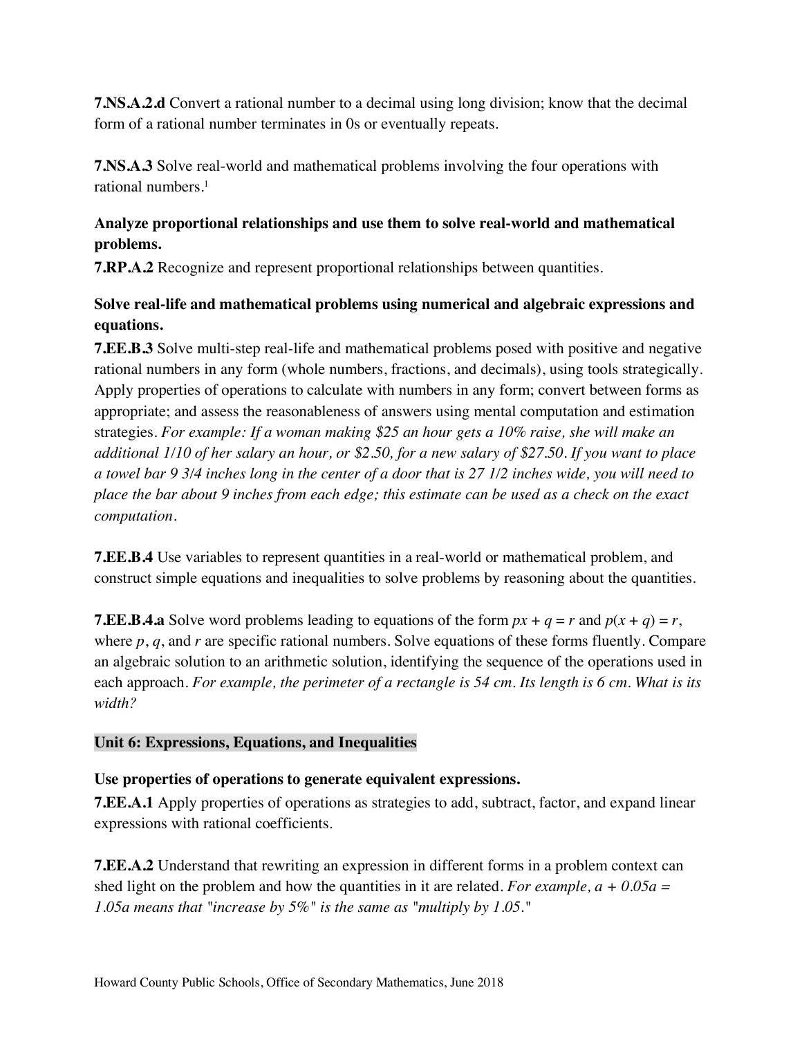**7.NS.A.2.d** Convert a rational number to a decimal using long division; know that the decimal form of a rational number terminates in 0s or eventually repeats.

**7.NS.A.3** Solve real-world and mathematical problems involving the four operations with rational numbers.[1]

**Analyze proportional relationships and use them to solve real-world and mathematical problems.**

**7.RP.A.2** Recognize and represent proportional relationships between quantities.

**Solve real-life and mathematical problems using numerical and algebraic expressions and equations.**

**7.EE.B.3** Solve multi-step real-life and mathematical problems posed with positive and negative rational numbers in any form (whole numbers, fractions, and decimals), using tools strategically. Apply properties of operations to calculate with numbers in any form; convert between forms as appropriate; and assess the reasonableness of answers using mental computation and estimation strategies. *For example: If a woman making $25 an hour gets a 10% raise, she will make an additional 1/10 of her salary an hour, or $2.50, for a new salary of $27.50. If you want to place a towel bar 9 3/4 inches long in the center of a door that is 27 1/2 inches wide, you will need to place the bar about 9 inches from each edge; this estimate can be used as a check on the exact computation.*

**7.EE.B.4** Use variables to represent quantities in a real-world or mathematical problem, and construct simple equations and inequalities to solve problems by reasoning about the quantities.

**7.EE.B.4.a** Solve word problems leading to equations of the form $px + q = r$ and $p(x + q) = r$, where $p$, $q$, and $r$ are specific rational numbers. Solve equations of these forms fluently. Compare an algebraic solution to an arithmetic solution, identifying the sequence of the operations used in each approach. *For example, the perimeter of a rectangle is 54 cm. Its length is 6 cm. What is its width?*

## Unit 6: Expressions, Equations, and Inequalities

**Use properties of operations to generate equivalent expressions.**

**7.EE.A.1** Apply properties of operations as strategies to add, subtract, factor, and expand linear expressions with rational coefficients.

**7.EE.A.2** Understand that rewriting an expression in different forms in a problem context can shed light on the problem and how the quantities in it are related. *For example, $a + 0.05a = 1.05a$ means that "increase by 5%" is the same as "multiply by 1.05."*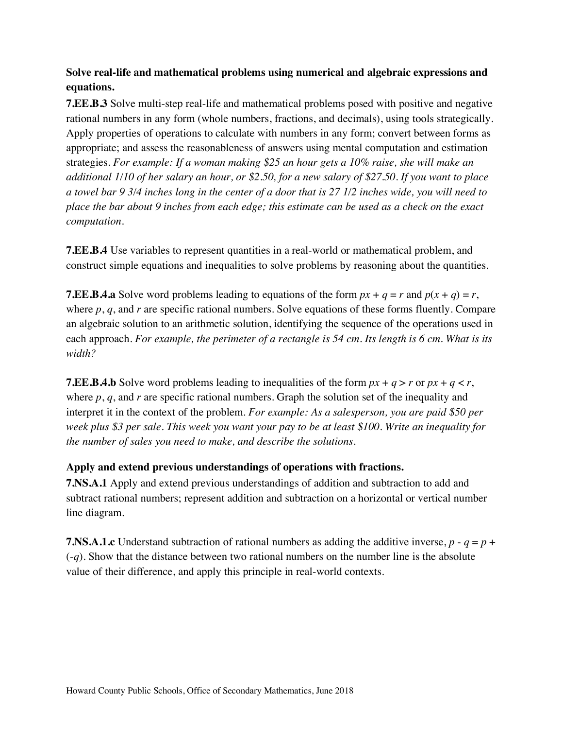**Solve real-life and mathematical problems using numerical and algebraic expressions and equations.**

**7.EE.B.3** Solve multi-step real-life and mathematical problems posed with positive and negative rational numbers in any form (whole numbers, fractions, and decimals), using tools strategically. Apply properties of operations to calculate with numbers in any form; convert between forms as appropriate; and assess the reasonableness of answers using mental computation and estimation strategies. *For example: If a woman making $25 an hour gets a 10% raise, she will make an additional 1/10 of her salary an hour, or $2.50, for a new salary of $27.50. If you want to place a towel bar 9 3/4 inches long in the center of a door that is 27 1/2 inches wide, you will need to place the bar about 9 inches from each edge; this estimate can be used as a check on the exact computation.*

**7.EE.B.4** Use variables to represent quantities in a real-world or mathematical problem, and construct simple equations and inequalities to solve problems by reasoning about the quantities.

**7.EE.B.4.a** Solve word problems leading to equations of the form $px + q = r$ and $p(x + q) = r$, where $p$, $q$, and $r$ are specific rational numbers. Solve equations of these forms fluently. Compare an algebraic solution to an arithmetic solution, identifying the sequence of the operations used in each approach. *For example, the perimeter of a rectangle is 54 cm. Its length is 6 cm. What is its width?*

**7.EE.B.4.b** Solve word problems leading to inequalities of the form $px + q > r$ or $px + q < r$, where $p$, $q$, and $r$ are specific rational numbers. Graph the solution set of the inequality and interpret it in the context of the problem. *For example: As a salesperson, you are paid $50 per week plus $3 per sale. This week you want your pay to be at least $100. Write an inequality for the number of sales you need to make, and describe the solutions.*

**Apply and extend previous understandings of operations with fractions.**

**7.NS.A.1** Apply and extend previous understandings of addition and subtraction to add and subtract rational numbers; represent addition and subtraction on a horizontal or vertical number line diagram.

**7.NS.A.1.c** Understand subtraction of rational numbers as adding the additive inverse, $p - q = p + (-q)$. Show that the distance between two rational numbers on the number line is the absolute value of their difference, and apply this principle in real-world contexts.

Howard County Public Schools, Office of Secondary Mathematics, June 2018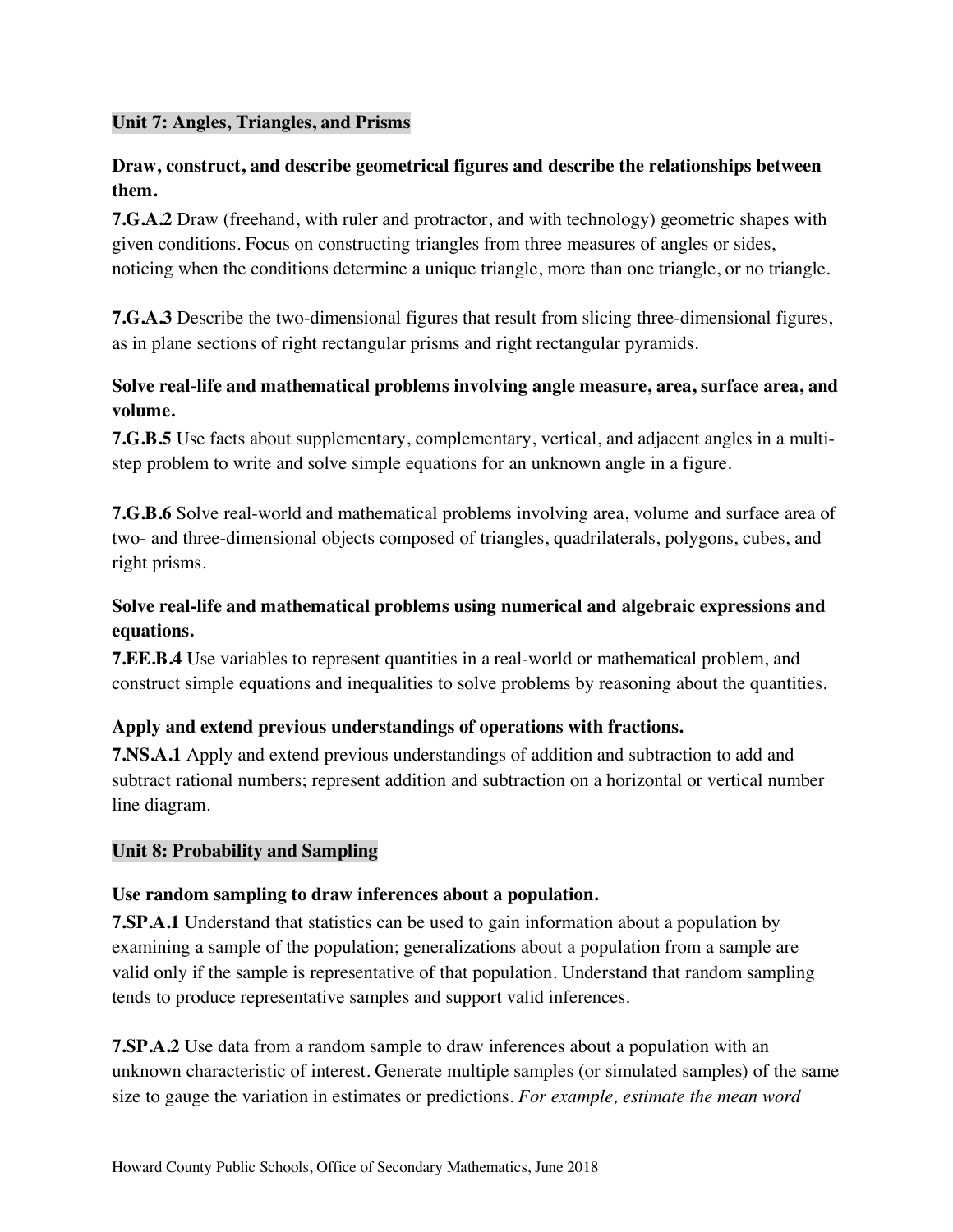## Unit 7: Angles, Triangles, and Prisms

**Draw, construct, and describe geometrical figures and describe the relationships between them.**

**7.G.A.2** Draw (freehand, with ruler and protractor, and with technology) geometric shapes with given conditions. Focus on constructing triangles from three measures of angles or sides, noticing when the conditions determine a unique triangle, more than one triangle, or no triangle.

**7.G.A.3** Describe the two-dimensional figures that result from slicing three-dimensional figures, as in plane sections of right rectangular prisms and right rectangular pyramids.

**Solve real-life and mathematical problems involving angle measure, area, surface area, and volume.**

**7.G.B.5** Use facts about supplementary, complementary, vertical, and adjacent angles in a multi-step problem to write and solve simple equations for an unknown angle in a figure.

**7.G.B.6** Solve real-world and mathematical problems involving area, volume and surface area of two- and three-dimensional objects composed of triangles, quadrilaterals, polygons, cubes, and right prisms.

**Solve real-life and mathematical problems using numerical and algebraic expressions and equations.**

**7.EE.B.4** Use variables to represent quantities in a real-world or mathematical problem, and construct simple equations and inequalities to solve problems by reasoning about the quantities.

**Apply and extend previous understandings of operations with fractions.**

**7.NS.A.1** Apply and extend previous understandings of addition and subtraction to add and subtract rational numbers; represent addition and subtraction on a horizontal or vertical number line diagram.

## Unit 8: Probability and Sampling

**Use random sampling to draw inferences about a population.**

**7.SP.A.1** Understand that statistics can be used to gain information about a population by examining a sample of the population; generalizations about a population from a sample are valid only if the sample is representative of that population. Understand that random sampling tends to produce representative samples and support valid inferences.

**7.SP.A.2** Use data from a random sample to draw inferences about a population with an unknown characteristic of interest. Generate multiple samples (or simulated samples) of the same size to gauge the variation in estimates or predictions. *For example, estimate the mean word*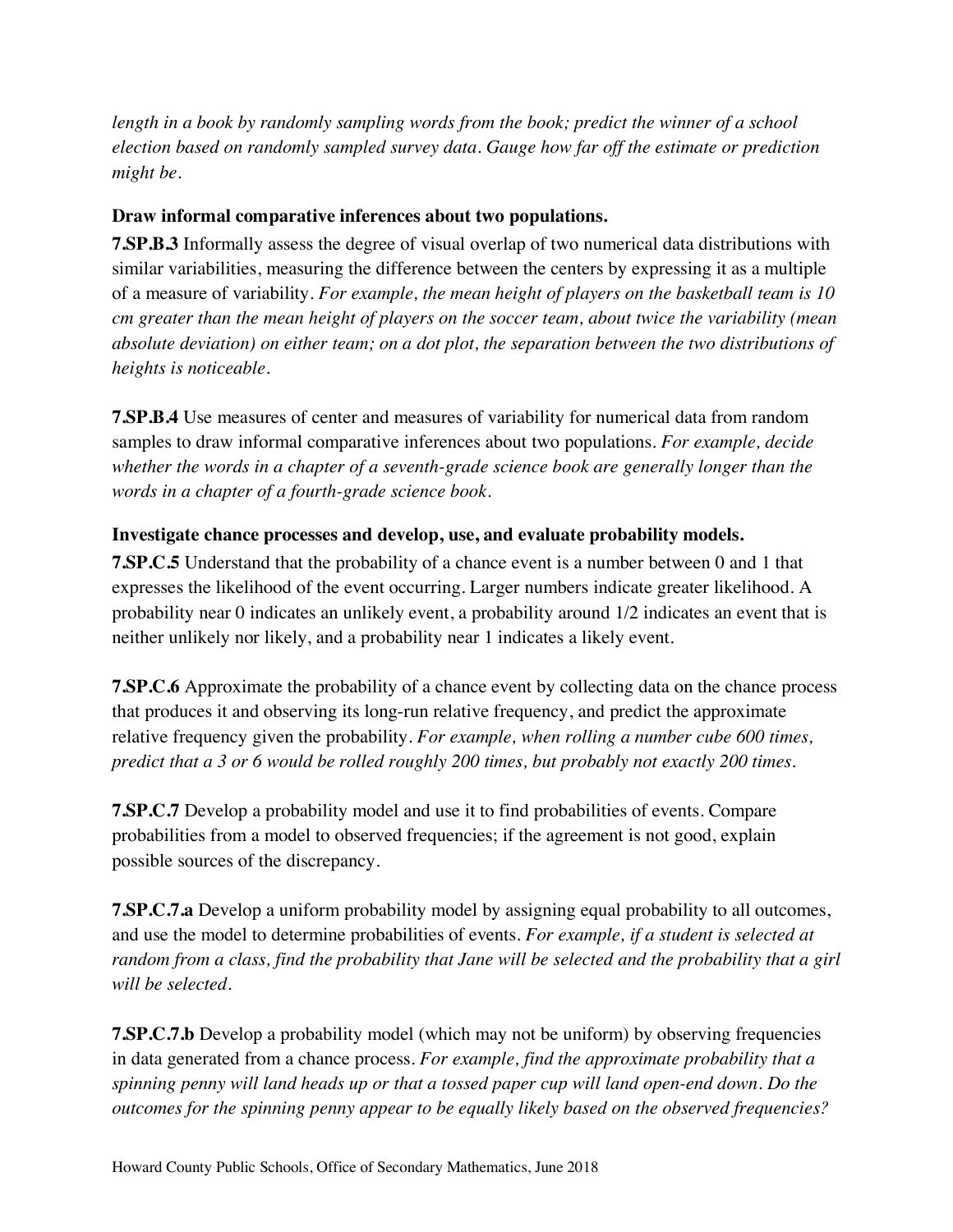*length in a book by randomly sampling words from the book; predict the winner of a school election based on randomly sampled survey data. Gauge how far off the estimate or prediction might be.*

**Draw informal comparative inferences about two populations.**

**7.SP.B.3** Informally assess the degree of visual overlap of two numerical data distributions with similar variabilities, measuring the difference between the centers by expressing it as a multiple of a measure of variability. *For example, the mean height of players on the basketball team is 10 cm greater than the mean height of players on the soccer team, about twice the variability (mean absolute deviation) on either team; on a dot plot, the separation between the two distributions of heights is noticeable.*

**7.SP.B.4** Use measures of center and measures of variability for numerical data from random samples to draw informal comparative inferences about two populations. *For example, decide whether the words in a chapter of a seventh-grade science book are generally longer than the words in a chapter of a fourth-grade science book.*

**Investigate chance processes and develop, use, and evaluate probability models.**

**7.SP.C.5** Understand that the probability of a chance event is a number between 0 and 1 that expresses the likelihood of the event occurring. Larger numbers indicate greater likelihood. A probability near 0 indicates an unlikely event, a probability around 1/2 indicates an event that is neither unlikely nor likely, and a probability near 1 indicates a likely event.

**7.SP.C.6** Approximate the probability of a chance event by collecting data on the chance process that produces it and observing its long-run relative frequency, and predict the approximate relative frequency given the probability. *For example, when rolling a number cube 600 times, predict that a 3 or 6 would be rolled roughly 200 times, but probably not exactly 200 times.*

**7.SP.C.7** Develop a probability model and use it to find probabilities of events. Compare probabilities from a model to observed frequencies; if the agreement is not good, explain possible sources of the discrepancy.

**7.SP.C.7.a** Develop a uniform probability model by assigning equal probability to all outcomes, and use the model to determine probabilities of events. *For example, if a student is selected at random from a class, find the probability that Jane will be selected and the probability that a girl will be selected.*

**7.SP.C.7.b** Develop a probability model (which may not be uniform) by observing frequencies in data generated from a chance process. *For example, find the approximate probability that a spinning penny will land heads up or that a tossed paper cup will land open-end down. Do the outcomes for the spinning penny appear to be equally likely based on the observed frequencies?*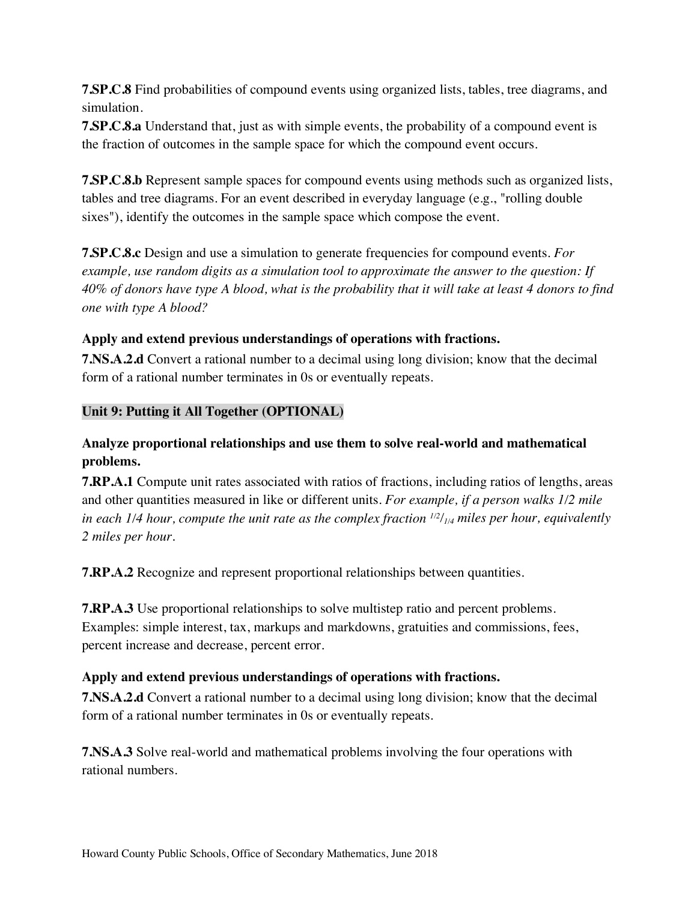**7.SP.C.8** Find probabilities of compound events using organized lists, tables, tree diagrams, and simulation.
**7.SP.C.8.a** Understand that, just as with simple events, the probability of a compound event is the fraction of outcomes in the sample space for which the compound event occurs.

**7.SP.C.8.b** Represent sample spaces for compound events using methods such as organized lists, tables and tree diagrams. For an event described in everyday language (e.g., "rolling double sixes"), identify the outcomes in the sample space which compose the event.

**7.SP.C.8.c** Design and use a simulation to generate frequencies for compound events. *For example, use random digits as a simulation tool to approximate the answer to the question: If 40% of donors have type A blood, what is the probability that it will take at least 4 donors to find one with type A blood?*

**Apply and extend previous understandings of operations with fractions.**
**7.NS.A.2.d** Convert a rational number to a decimal using long division; know that the decimal form of a rational number terminates in 0s or eventually repeats.

## Unit 9: Putting it All Together (OPTIONAL)

### Analyze proportional relationships and use them to solve real-world and mathematical problems.

**7.RP.A.1** Compute unit rates associated with ratios of fractions, including ratios of lengths, areas and other quantities measured in like or different units. *For example, if a person walks 1/2 mile in each 1/4 hour, compute the unit rate as the complex fraction* $^{1/2}/_{1/4}$ *miles per hour, equivalently 2 miles per hour.*

**7.RP.A.2** Recognize and represent proportional relationships between quantities.

**7.RP.A.3** Use proportional relationships to solve multistep ratio and percent problems. Examples: simple interest, tax, markups and markdowns, gratuities and commissions, fees, percent increase and decrease, percent error.

### Apply and extend previous understandings of operations with fractions.

**7.NS.A.2.d** Convert a rational number to a decimal using long division; know that the decimal form of a rational number terminates in 0s or eventually repeats.

**7.NS.A.3** Solve real-world and mathematical problems involving the four operations with rational numbers.

Howard County Public Schools, Office of Secondary Mathematics, June 2018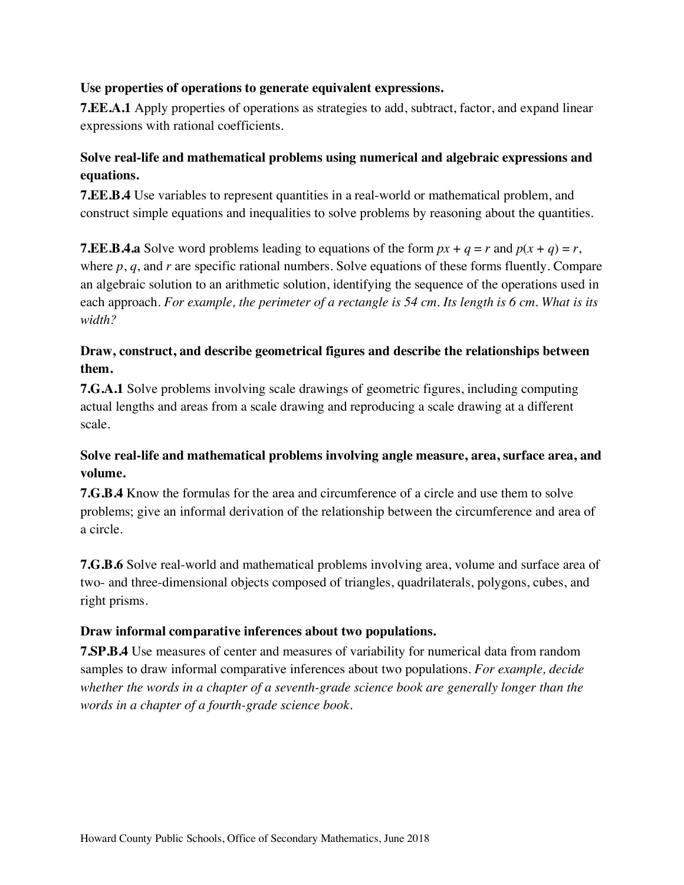**Use properties of operations to generate equivalent expressions.**

**7.EE.A.1** Apply properties of operations as strategies to add, subtract, factor, and expand linear expressions with rational coefficients.

**Solve real-life and mathematical problems using numerical and algebraic expressions and equations.**

**7.EE.B.4** Use variables to represent quantities in a real-world or mathematical problem, and construct simple equations and inequalities to solve problems by reasoning about the quantities.

**7.EE.B.4.a** Solve word problems leading to equations of the form $px + q = r$ and $p(x + q) = r$, where $p$, $q$, and $r$ are specific rational numbers. Solve equations of these forms fluently. Compare an algebraic solution to an arithmetic solution, identifying the sequence of the operations used in each approach. *For example, the perimeter of a rectangle is 54 cm. Its length is 6 cm. What is its width?*

**Draw, construct, and describe geometrical figures and describe the relationships between them.**

**7.G.A.1** Solve problems involving scale drawings of geometric figures, including computing actual lengths and areas from a scale drawing and reproducing a scale drawing at a different scale.

**Solve real-life and mathematical problems involving angle measure, area, surface area, and volume.**

**7.G.B.4** Know the formulas for the area and circumference of a circle and use them to solve problems; give an informal derivation of the relationship between the circumference and area of a circle.

**7.G.B.6** Solve real-world and mathematical problems involving area, volume and surface area of two- and three-dimensional objects composed of triangles, quadrilaterals, polygons, cubes, and right prisms.

**Draw informal comparative inferences about two populations.**

**7.SP.B.4** Use measures of center and measures of variability for numerical data from random samples to draw informal comparative inferences about two populations. *For example, decide whether the words in a chapter of a seventh-grade science book are generally longer than the words in a chapter of a fourth-grade science book.*